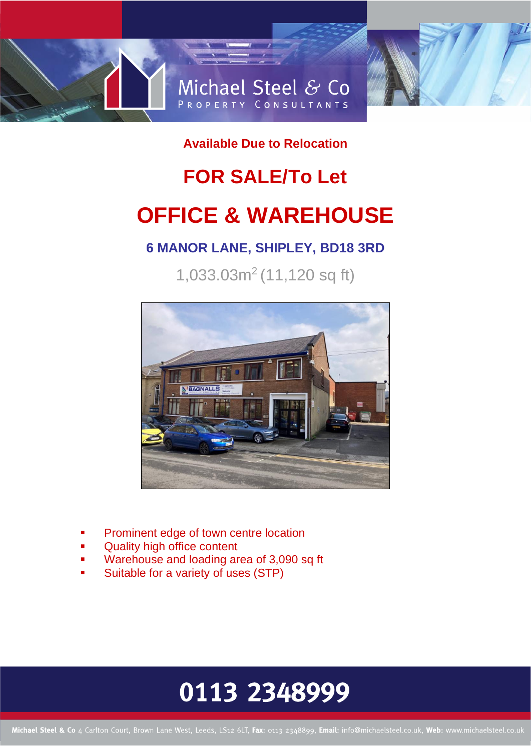Michael Steel & Co
PROPERTY CONSULTANTS

**Available Due to Relocation**

# FOR SALE/To Let

# OFFICE & WAREHOUSE

## 6 MANOR LANE, SHIPLEY, BD18 3RD

1,033.03m$^2$ (11,120 sq ft)

- Prominent edge of town centre location
- Quality high office content
- Warehouse and loading area of 3,090 sq ft
- Suitable for a variety of uses (STP)

**0113 2348999**

**Michael Steel & Co** 4 Carlton Court, Brown Lane West, Leeds, LS12 6LT, **Fax:** 0113 2348899, **Email:** info@michaelsteel.co.uk, **Web:** www.michaelsteel.co.uk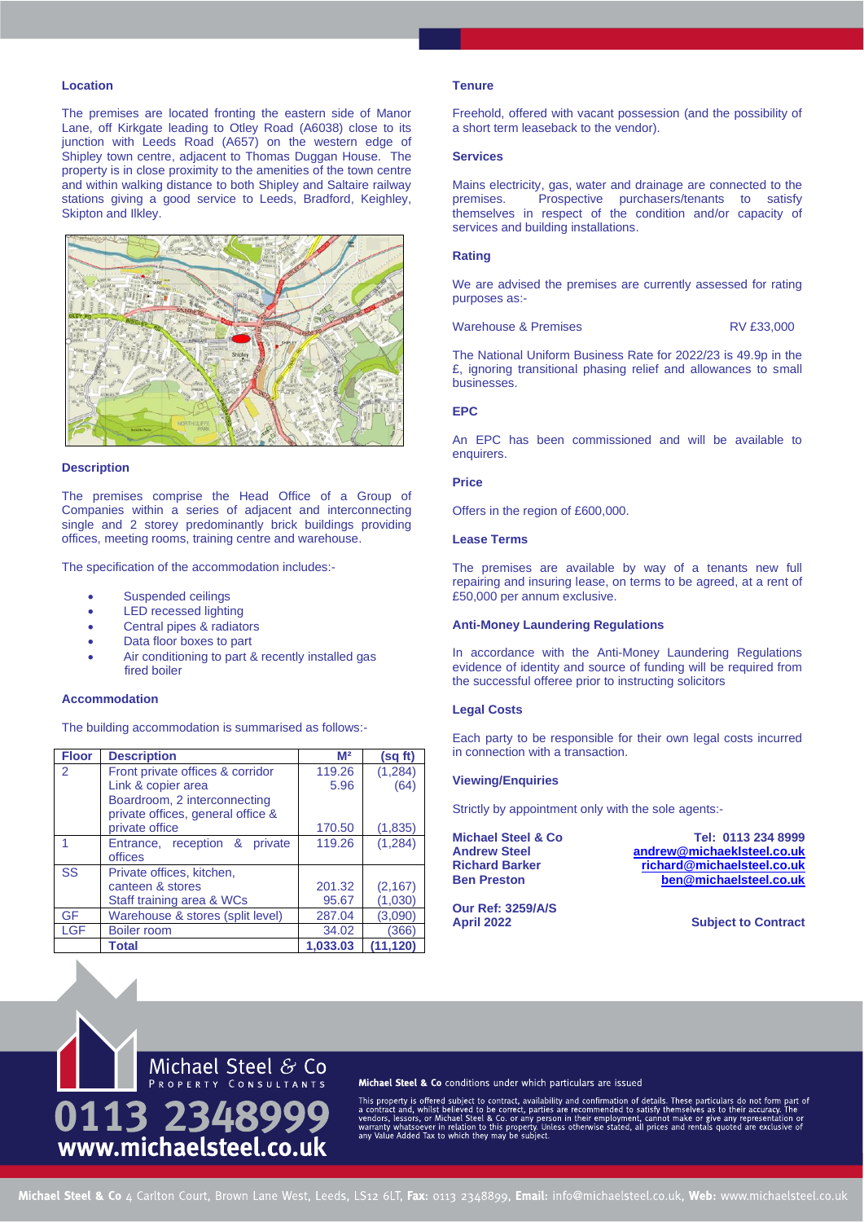## Location

The premises are located fronting the eastern side of Manor Lane, off Kirkgate leading to Otley Road (A6038) close to its junction with Leeds Road (A657) on the western edge of Shipley town centre, adjacent to Thomas Duggan House. The property is in close proximity to the amenities of the town centre and within walking distance to both Shipley and Saltaire railway stations giving a good service to Leeds, Bradford, Keighley, Skipton and Ilkley.

## Description

The premises comprise the Head Office of a Group of Companies within a series of adjacent and interconnecting single and 2 storey predominantly brick buildings providing offices, meeting rooms, training centre and warehouse.

The specification of the accommodation includes:-

- Suspended ceilings
- LED recessed lighting
- Central pipes & radiators
- Data floor boxes to part
- Air conditioning to part & recently installed gas fired boiler

## Accommodation

The building accommodation is summarised as follows:-

| Floor | Description | M² | (sq ft) |
|---|---|---|---|
| 2 | Front private offices & corridor | 119.26 | (1,284) |
| | Link & copier area | 5.96 | (64) |
| | Boardroom, 2 interconnecting private offices, general office & private office | 170.50 | (1,835) |
| 1 | Entrance, reception & private offices | 119.26 | (1,284) |
| SS | Private offices, kitchen, canteen & stores | 201.32 | (2,167) |
| | Staff training area & WCs | 95.67 | (1,030) |
| GF | Warehouse & stores (split level) | 287.04 | (3,090) |
| LGF | Boiler room | 34.02 | (366) |
| | **Total** | **1,033.03** | **(11,120)** |

## Tenure

Freehold, offered with vacant possession (and the possibility of a short term leaseback to the vendor).

## Services

Mains electricity, gas, water and drainage are connected to the premises. Prospective purchasers/tenants to satisfy themselves in respect of the condition and/or capacity of services and building installations.

## Rating

We are advised the premises are currently assessed for rating purposes as:-

Warehouse & Premises RV £33,000

The National Uniform Business Rate for 2022/23 is 49.9p in the £, ignoring transitional phasing relief and allowances to small businesses.

## EPC

An EPC has been commissioned and will be available to enquirers.

## Price

Offers in the region of £600,000.

## Lease Terms

The premises are available by way of a tenants new full repairing and insuring lease, on terms to be agreed, at a rent of £50,000 per annum exclusive.

## Anti-Money Laundering Regulations

In accordance with the Anti-Money Laundering Regulations evidence of identity and source of funding will be required from the successful offeree prior to instructing solicitors

## Legal Costs

Each party to be responsible for their own legal costs incurred in connection with a transaction.

## Viewing/Enquiries

Strictly by appointment only with the sole agents:-

**Michael Steel & Co** — **Tel: 0113 234 8999**
**Andrew Steel** — andrew@michaelsteel.co.uk
**Richard Barker** — richard@michaelsteel.co.uk
**Ben Preston** — ben@michaelsteel.co.uk

**Our Ref: 3259/A/S**
**April 2022**

**Subject to Contract**

Michael Steel & Co
PROPERTY CONSULTANTS
0113 2348999
www.michaelsteel.co.uk

**Michael Steel & Co** conditions under which particulars are issued

This property is offered subject to contract, availability and confirmation of details. These particulars do not form part of a contract and, whilst believed to be correct, parties are recommended to satisfy themselves as to their accuracy. The vendors, lessors, or Michael Steel & Co. or any person in their employment, cannot make or give any representation or warranty whatsoever in relation to this property. Unless otherwise stated, all prices and rentals quoted are exclusive of any Value Added Tax to which they may be subject.

**Michael Steel & Co** 4 Carlton Court, Brown Lane West, Leeds, LS12 6LT, **Fax:** 0113 2348899, **Email:** info@michaelsteel.co.uk, **Web:** www.michaelsteel.co.uk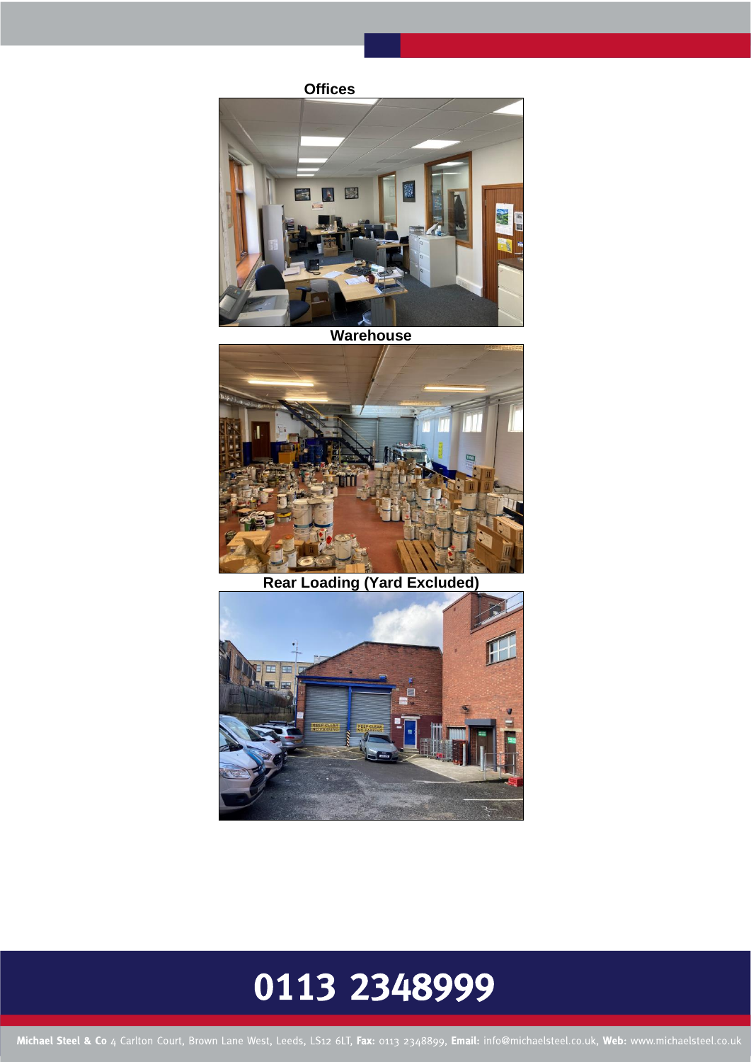Offices

Warehouse

Rear Loading (Yard Excluded)

0113 2348999

**Michael Steel & Co** 4 Carlton Court, Brown Lane West, Leeds, LS12 6LT, **Fax:** 0113 2348899, **Email:** info@michaelsteel.co.uk, **Web:** www.michaelsteel.co.uk